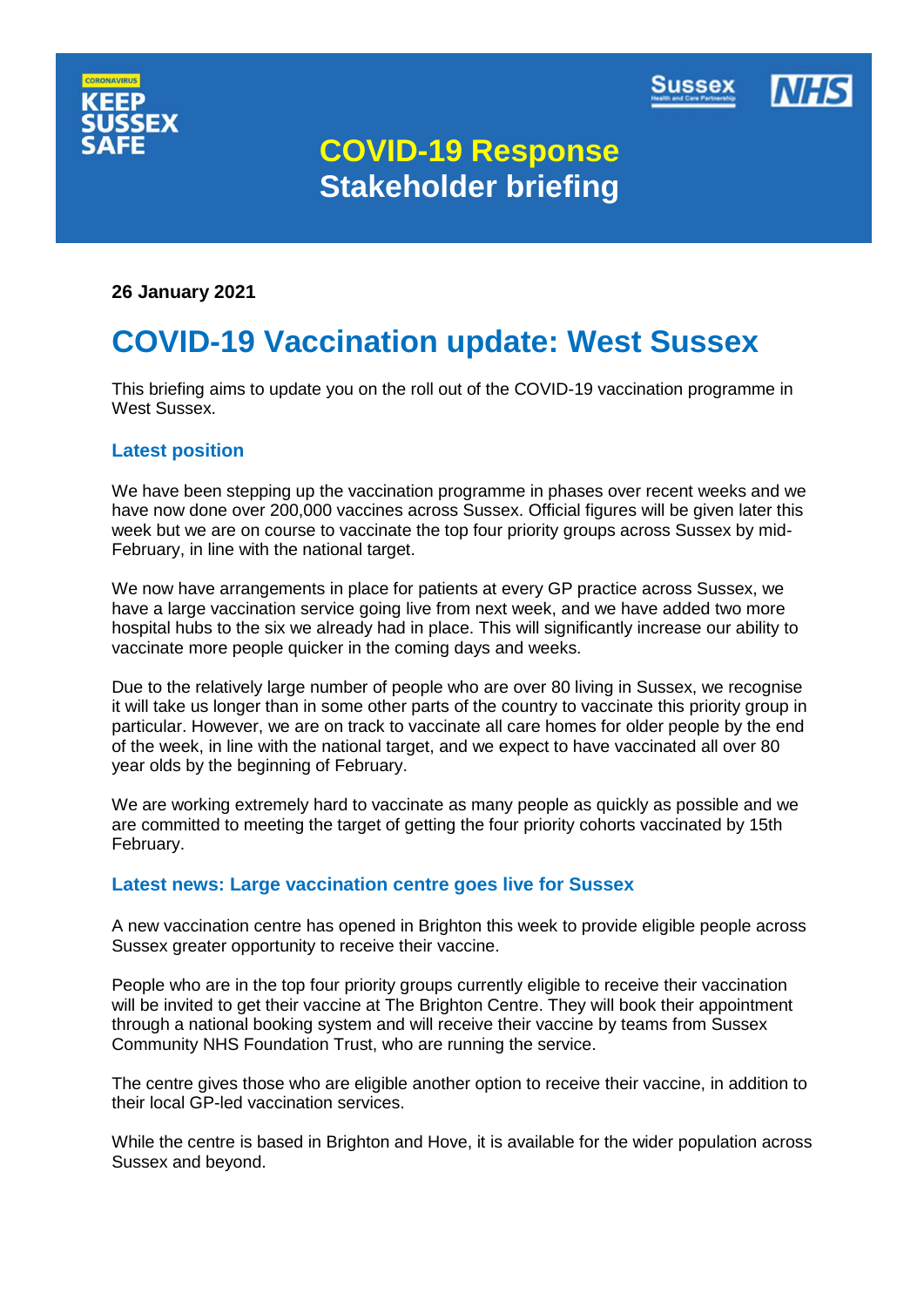CORONAVIRUS
KEEP SUSSEX SAFE

Sussex Health and Care Partnership | NHS

# COVID-19 Response Stakeholder briefing

**26 January 2021**

## COVID-19 Vaccination update: West Sussex

This briefing aims to update you on the roll out of the COVID-19 vaccination programme in West Sussex.

### Latest position

We have been stepping up the vaccination programme in phases over recent weeks and we have now done over 200,000 vaccines across Sussex. Official figures will be given later this week but we are on course to vaccinate the top four priority groups across Sussex by mid-February, in line with the national target.

We now have arrangements in place for patients at every GP practice across Sussex, we have a large vaccination service going live from next week, and we have added two more hospital hubs to the six we already had in place. This will significantly increase our ability to vaccinate more people quicker in the coming days and weeks.

Due to the relatively large number of people who are over 80 living in Sussex, we recognise it will take us longer than in some other parts of the country to vaccinate this priority group in particular. However, we are on track to vaccinate all care homes for older people by the end of the week, in line with the national target, and we expect to have vaccinated all over 80 year olds by the beginning of February.

We are working extremely hard to vaccinate as many people as quickly as possible and we are committed to meeting the target of getting the four priority cohorts vaccinated by 15th February.

### Latest news: Large vaccination centre goes live for Sussex

A new vaccination centre has opened in Brighton this week to provide eligible people across Sussex greater opportunity to receive their vaccine.

People who are in the top four priority groups currently eligible to receive their vaccination will be invited to get their vaccine at The Brighton Centre. They will book their appointment through a national booking system and will receive their vaccine by teams from Sussex Community NHS Foundation Trust, who are running the service.

The centre gives those who are eligible another option to receive their vaccine, in addition to their local GP-led vaccination services.

While the centre is based in Brighton and Hove, it is available for the wider population across Sussex and beyond.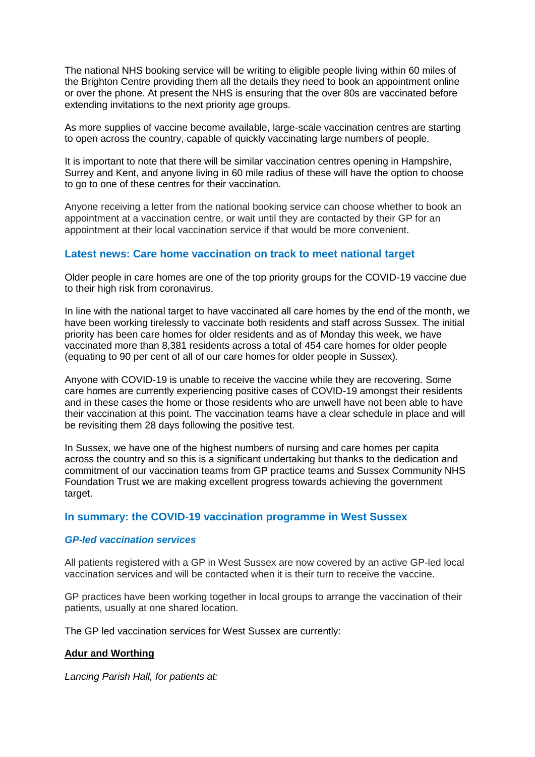The national NHS booking service will be writing to eligible people living within 60 miles of the Brighton Centre providing them all the details they need to book an appointment online or over the phone. At present the NHS is ensuring that the over 80s are vaccinated before extending invitations to the next priority age groups.

As more supplies of vaccine become available, large-scale vaccination centres are starting to open across the country, capable of quickly vaccinating large numbers of people.

It is important to note that there will be similar vaccination centres opening in Hampshire, Surrey and Kent, and anyone living in 60 mile radius of these will have the option to choose to go to one of these centres for their vaccination.

Anyone receiving a letter from the national booking service can choose whether to book an appointment at a vaccination centre, or wait until they are contacted by their GP for an appointment at their local vaccination service if that would be more convenient.

## Latest news: Care home vaccination on track to meet national target

Older people in care homes are one of the top priority groups for the COVID-19 vaccine due to their high risk from coronavirus.

In line with the national target to have vaccinated all care homes by the end of the month, we have been working tirelessly to vaccinate both residents and staff across Sussex. The initial priority has been care homes for older residents and as of Monday this week, we have vaccinated more than 8,381 residents across a total of 454 care homes for older people (equating to 90 per cent of all of our care homes for older people in Sussex).

Anyone with COVID-19 is unable to receive the vaccine while they are recovering. Some care homes are currently experiencing positive cases of COVID-19 amongst their residents and in these cases the home or those residents who are unwell have not been able to have their vaccination at this point. The vaccination teams have a clear schedule in place and will be revisiting them 28 days following the positive test.

In Sussex, we have one of the highest numbers of nursing and care homes per capita across the country and so this is a significant undertaking but thanks to the dedication and commitment of our vaccination teams from GP practice teams and Sussex Community NHS Foundation Trust we are making excellent progress towards achieving the government target.

## In summary: the COVID-19 vaccination programme in West Sussex

### *GP-led vaccination services*

All patients registered with a GP in West Sussex are now covered by an active GP-led local vaccination services and will be contacted when it is their turn to receive the vaccine.

GP practices have been working together in local groups to arrange the vaccination of their patients, usually at one shared location.

The GP led vaccination services for West Sussex are currently:

**Adur and Worthing**

*Lancing Parish Hall, for patients at:*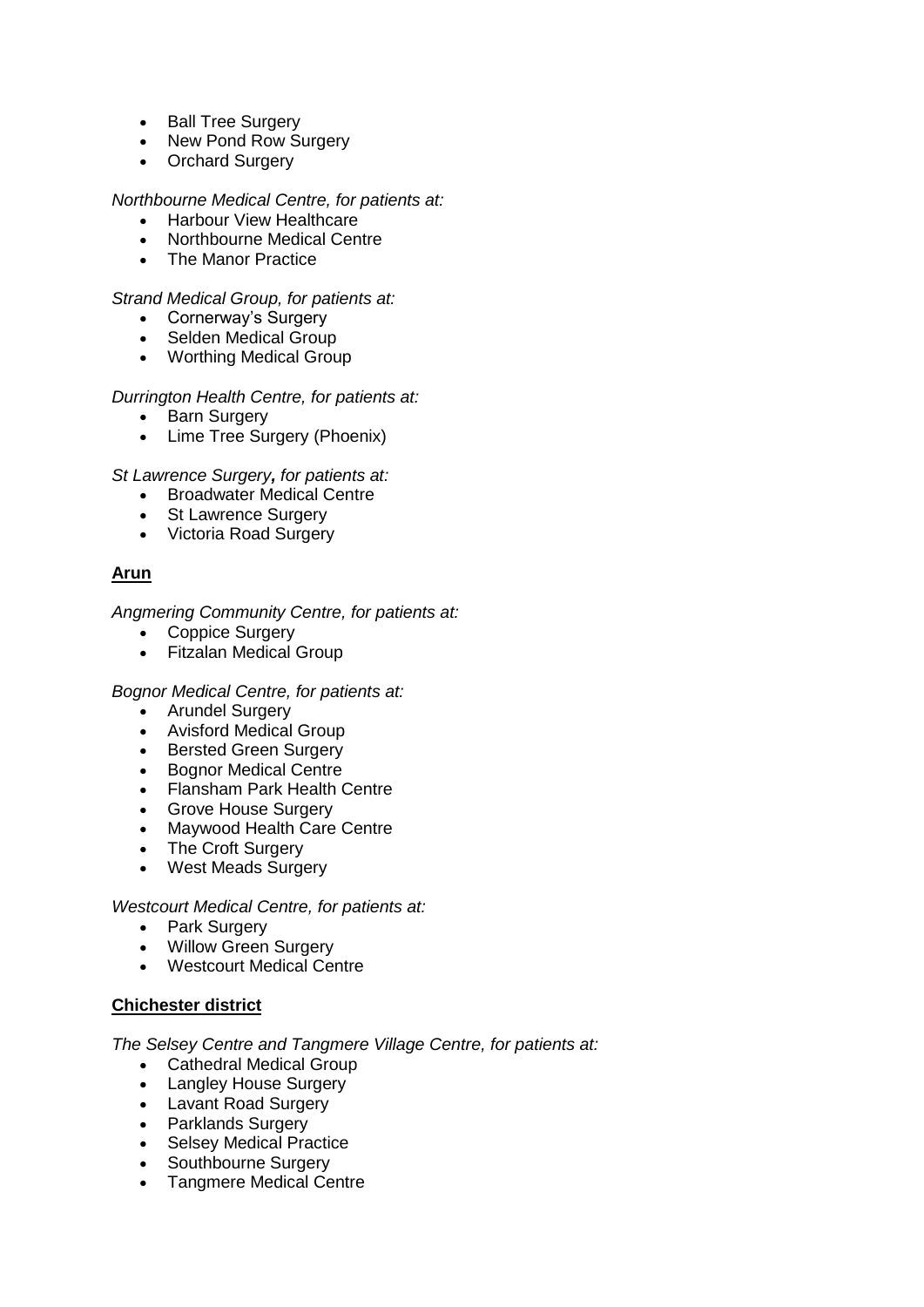- Ball Tree Surgery
- New Pond Row Surgery
- Orchard Surgery

*Northbourne Medical Centre, for patients at:*

- Harbour View Healthcare
- Northbourne Medical Centre
- The Manor Practice

*Strand Medical Group, for patients at:*

- Cornerway's Surgery
- Selden Medical Group
- Worthing Medical Group

*Durrington Health Centre, for patients at:*

- Barn Surgery
- Lime Tree Surgery (Phoenix)

*St Lawrence Surgery*, *for patients at:*

- Broadwater Medical Centre
- St Lawrence Surgery
- Victoria Road Surgery

**Arun**

*Angmering Community Centre, for patients at:*

- Coppice Surgery
- Fitzalan Medical Group

*Bognor Medical Centre, for patients at:*

- Arundel Surgery
- Avisford Medical Group
- Bersted Green Surgery
- Bognor Medical Centre
- Flansham Park Health Centre
- Grove House Surgery
- Maywood Health Care Centre
- The Croft Surgery
- West Meads Surgery

*Westcourt Medical Centre, for patients at:*

- Park Surgery
- Willow Green Surgery
- Westcourt Medical Centre

**Chichester district**

*The Selsey Centre and Tangmere Village Centre, for patients at:*

- Cathedral Medical Group
- Langley House Surgery
- Lavant Road Surgery
- Parklands Surgery
- Selsey Medical Practice
- Southbourne Surgery
- Tangmere Medical Centre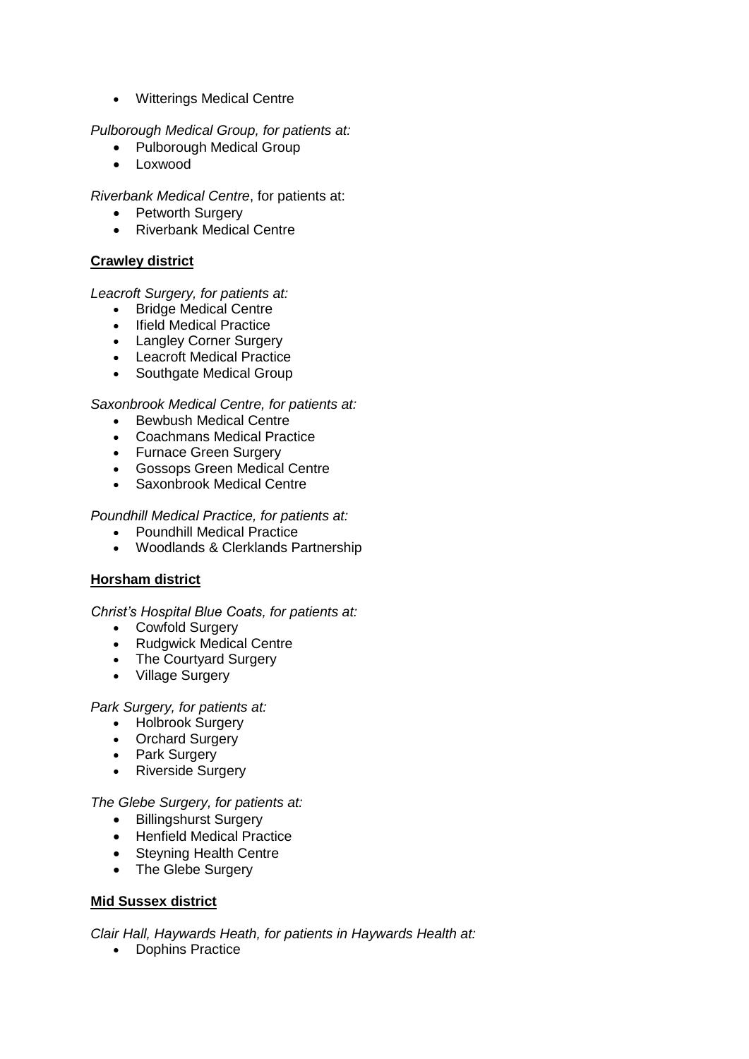- Witterings Medical Centre

*Pulborough Medical Group, for patients at:*

- Pulborough Medical Group
- Loxwood

*Riverbank Medical Centre*, for patients at:

- Petworth Surgery
- Riverbank Medical Centre

**Crawley district**

*Leacroft Surgery, for patients at:*

- Bridge Medical Centre
- Ifield Medical Practice
- Langley Corner Surgery
- Leacroft Medical Practice
- Southgate Medical Group

*Saxonbrook Medical Centre, for patients at:*

- Bewbush Medical Centre
- Coachmans Medical Practice
- Furnace Green Surgery
- Gossops Green Medical Centre
- Saxonbrook Medical Centre

*Poundhill Medical Practice, for patients at:*

- Poundhill Medical Practice
- Woodlands & Clerklands Partnership

**Horsham district**

*Christ's Hospital Blue Coats, for patients at:*

- Cowfold Surgery
- Rudgwick Medical Centre
- The Courtyard Surgery
- Village Surgery

*Park Surgery, for patients at:*

- Holbrook Surgery
- Orchard Surgery
- Park Surgery
- Riverside Surgery

*The Glebe Surgery, for patients at:*

- Billingshurst Surgery
- Henfield Medical Practice
- Steyning Health Centre
- The Glebe Surgery

**Mid Sussex district**

*Clair Hall, Haywards Heath, for patients in Haywards Health at:*

- Dophins Practice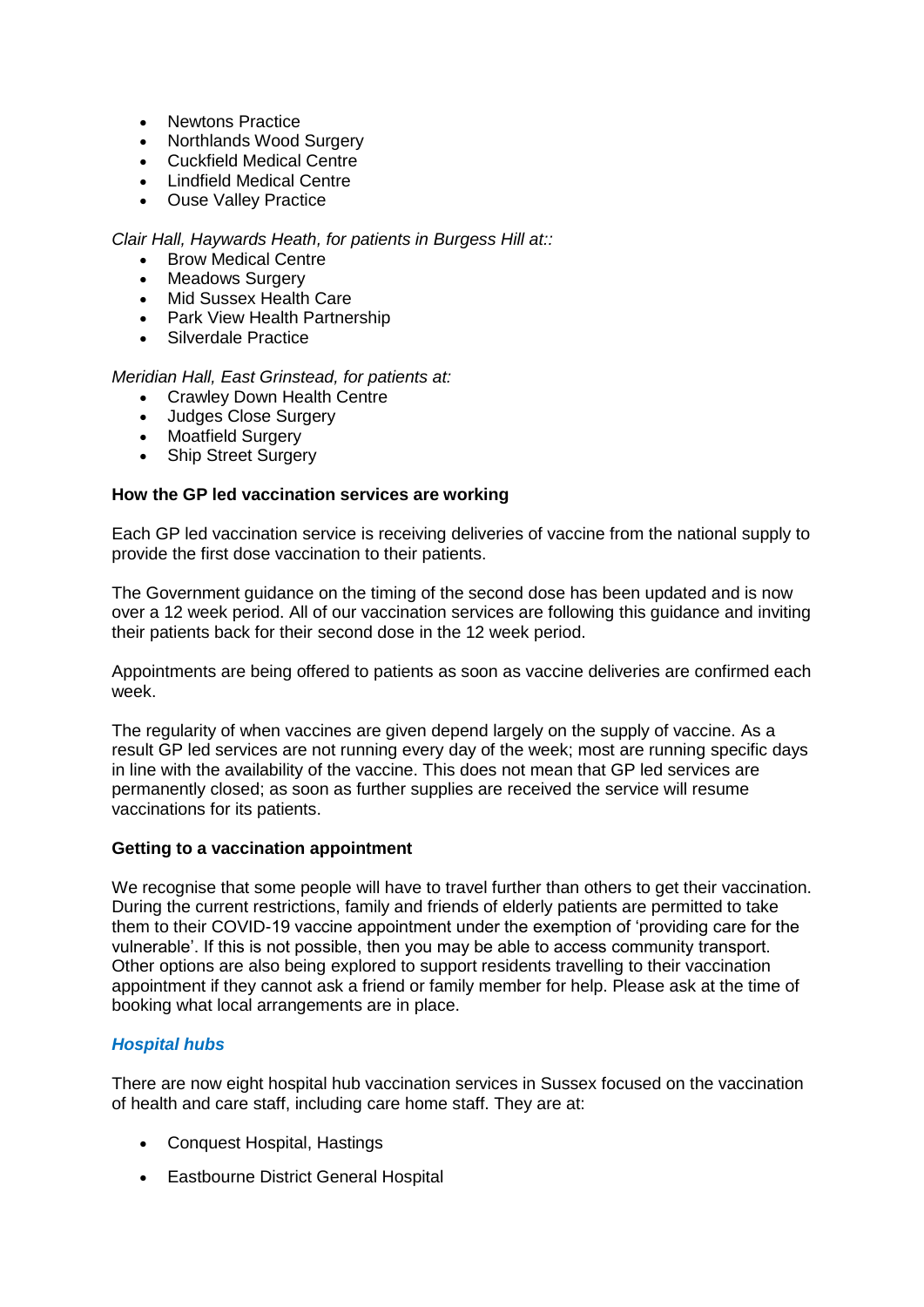- Newtons Practice
- Northlands Wood Surgery
- Cuckfield Medical Centre
- Lindfield Medical Centre
- Ouse Valley Practice

*Clair Hall, Haywards Heath, for patients in Burgess Hill at::*

- Brow Medical Centre
- Meadows Surgery
- Mid Sussex Health Care
- Park View Health Partnership
- Silverdale Practice

*Meridian Hall, East Grinstead, for patients at:*

- Crawley Down Health Centre
- Judges Close Surgery
- Moatfield Surgery
- Ship Street Surgery

**How the GP led vaccination services are working**

Each GP led vaccination service is receiving deliveries of vaccine from the national supply to provide the first dose vaccination to their patients.

The Government guidance on the timing of the second dose has been updated and is now over a 12 week period. All of our vaccination services are following this guidance and inviting their patients back for their second dose in the 12 week period.

Appointments are being offered to patients as soon as vaccine deliveries are confirmed each week.

The regularity of when vaccines are given depend largely on the supply of vaccine. As a result GP led services are not running every day of the week; most are running specific days in line with the availability of the vaccine. This does not mean that GP led services are permanently closed; as soon as further supplies are received the service will resume vaccinations for its patients.

**Getting to a vaccination appointment**

We recognise that some people will have to travel further than others to get their vaccination. During the current restrictions, family and friends of elderly patients are permitted to take them to their COVID-19 vaccine appointment under the exemption of 'providing care for the vulnerable'. If this is not possible, then you may be able to access community transport. Other options are also being explored to support residents travelling to their vaccination appointment if they cannot ask a friend or family member for help. Please ask at the time of booking what local arrangements are in place.

### ***Hospital hubs***

There are now eight hospital hub vaccination services in Sussex focused on the vaccination of health and care staff, including care home staff. They are at:

- Conquest Hospital, Hastings
- Eastbourne District General Hospital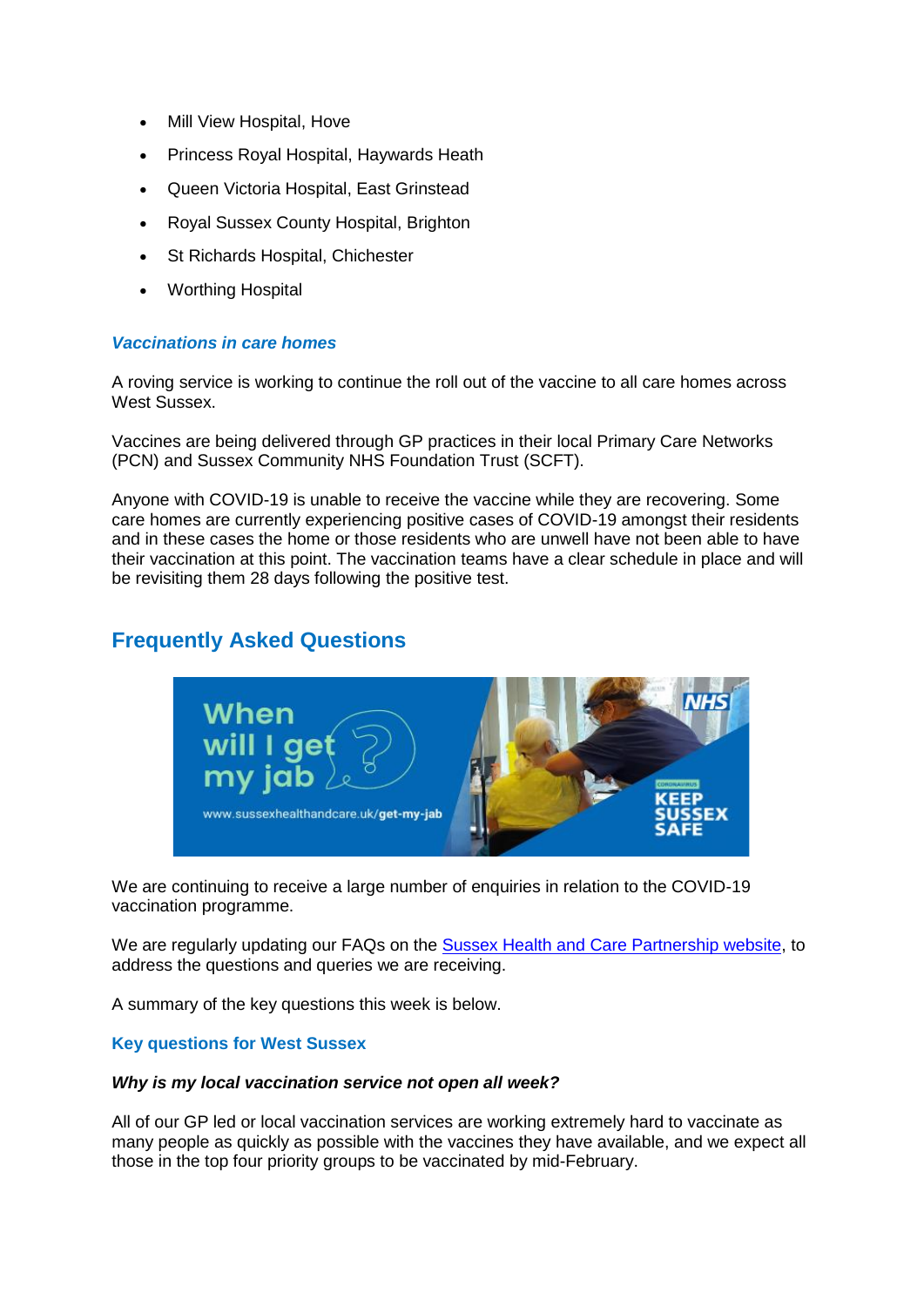- Mill View Hospital, Hove
- Princess Royal Hospital, Haywards Heath
- Queen Victoria Hospital, East Grinstead
- Royal Sussex County Hospital, Brighton
- St Richards Hospital, Chichester
- Worthing Hospital

#### *Vaccinations in care homes*

A roving service is working to continue the roll out of the vaccine to all care homes across West Sussex.

Vaccines are being delivered through GP practices in their local Primary Care Networks (PCN) and Sussex Community NHS Foundation Trust (SCFT).

Anyone with COVID-19 is unable to receive the vaccine while they are recovering. Some care homes are currently experiencing positive cases of COVID-19 amongst their residents and in these cases the home or those residents who are unwell have not been able to have their vaccination at this point. The vaccination teams have a clear schedule in place and will be revisiting them 28 days following the positive test.

## Frequently Asked Questions

We are continuing to receive a large number of enquiries in relation to the COVID-19 vaccination programme.

We are regularly updating our FAQs on the Sussex Health and Care Partnership website, to address the questions and queries we are receiving.

A summary of the key questions this week is below.

#### Key questions for West Sussex

***Why is my local vaccination service not open all week?***

All of our GP led or local vaccination services are working extremely hard to vaccinate as many people as quickly as possible with the vaccines they have available, and we expect all those in the top four priority groups to be vaccinated by mid-February.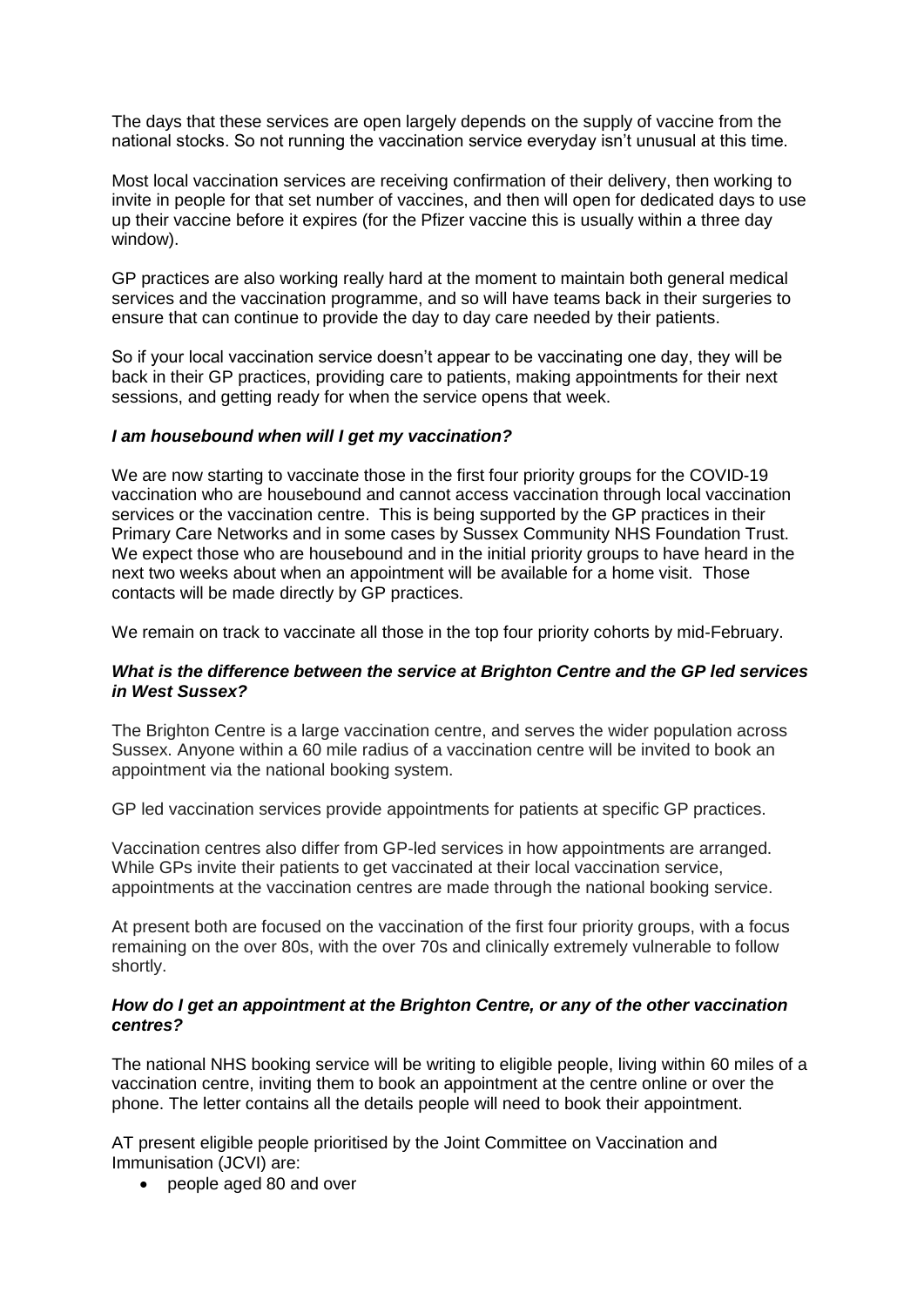The days that these services are open largely depends on the supply of vaccine from the national stocks. So not running the vaccination service everyday isn't unusual at this time.

Most local vaccination services are receiving confirmation of their delivery, then working to invite in people for that set number of vaccines, and then will open for dedicated days to use up their vaccine before it expires (for the Pfizer vaccine this is usually within a three day window).

GP practices are also working really hard at the moment to maintain both general medical services and the vaccination programme, and so will have teams back in their surgeries to ensure that can continue to provide the day to day care needed by their patients.

So if your local vaccination service doesn't appear to be vaccinating one day, they will be back in their GP practices, providing care to patients, making appointments for their next sessions, and getting ready for when the service opens that week.

***I am housebound when will I get my vaccination?***

We are now starting to vaccinate those in the first four priority groups for the COVID-19 vaccination who are housebound and cannot access vaccination through local vaccination services or the vaccination centre. This is being supported by the GP practices in their Primary Care Networks and in some cases by Sussex Community NHS Foundation Trust. We expect those who are housebound and in the initial priority groups to have heard in the next two weeks about when an appointment will be available for a home visit. Those contacts will be made directly by GP practices.

We remain on track to vaccinate all those in the top four priority cohorts by mid-February.

***What is the difference between the service at Brighton Centre and the GP led services in West Sussex?***

The Brighton Centre is a large vaccination centre, and serves the wider population across Sussex. Anyone within a 60 mile radius of a vaccination centre will be invited to book an appointment via the national booking system.

GP led vaccination services provide appointments for patients at specific GP practices.

Vaccination centres also differ from GP-led services in how appointments are arranged. While GPs invite their patients to get vaccinated at their local vaccination service, appointments at the vaccination centres are made through the national booking service.

At present both are focused on the vaccination of the first four priority groups, with a focus remaining on the over 80s, with the over 70s and clinically extremely vulnerable to follow shortly.

***How do I get an appointment at the Brighton Centre, or any of the other vaccination centres?***

The national NHS booking service will be writing to eligible people, living within 60 miles of a vaccination centre, inviting them to book an appointment at the centre online or over the phone. The letter contains all the details people will need to book their appointment.

AT present eligible people prioritised by the Joint Committee on Vaccination and Immunisation (JCVI) are:

- people aged 80 and over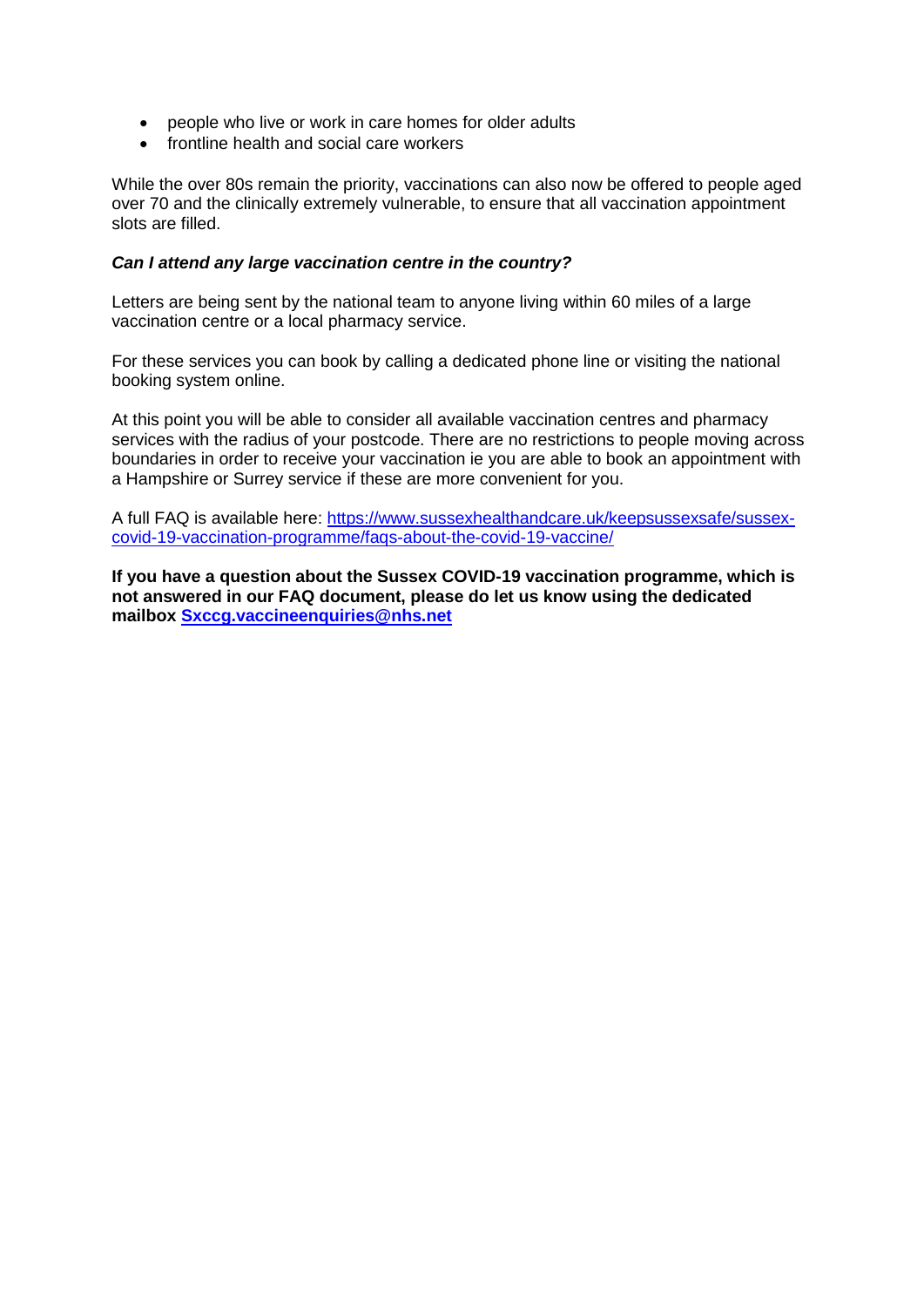- people who live or work in care homes for older adults
- frontline health and social care workers

While the over 80s remain the priority, vaccinations can also now be offered to people aged over 70 and the clinically extremely vulnerable, to ensure that all vaccination appointment slots are filled.

***Can I attend any large vaccination centre in the country?***

Letters are being sent by the national team to anyone living within 60 miles of a large vaccination centre or a local pharmacy service.

For these services you can book by calling a dedicated phone line or visiting the national booking system online.

At this point you will be able to consider all available vaccination centres and pharmacy services with the radius of your postcode. There are no restrictions to people moving across boundaries in order to receive your vaccination ie you are able to book an appointment with a Hampshire or Surrey service if these are more convenient for you.

A full FAQ is available here: [https://www.sussexhealthandcare.uk/keepsussexsafe/sussex-covid-19-vaccination-programme/faqs-about-the-covid-19-vaccine/](https://www.sussexhealthandcare.uk/keepsussexsafe/sussex-covid-19-vaccination-programme/faqs-about-the-covid-19-vaccine/)

**If you have a question about the Sussex COVID-19 vaccination programme, which is not answered in our FAQ document, please do let us know using the dedicated mailbox [Sxccg.vaccineenquiries@nhs.net](mailto:Sxccg.vaccineenquiries@nhs.net)**